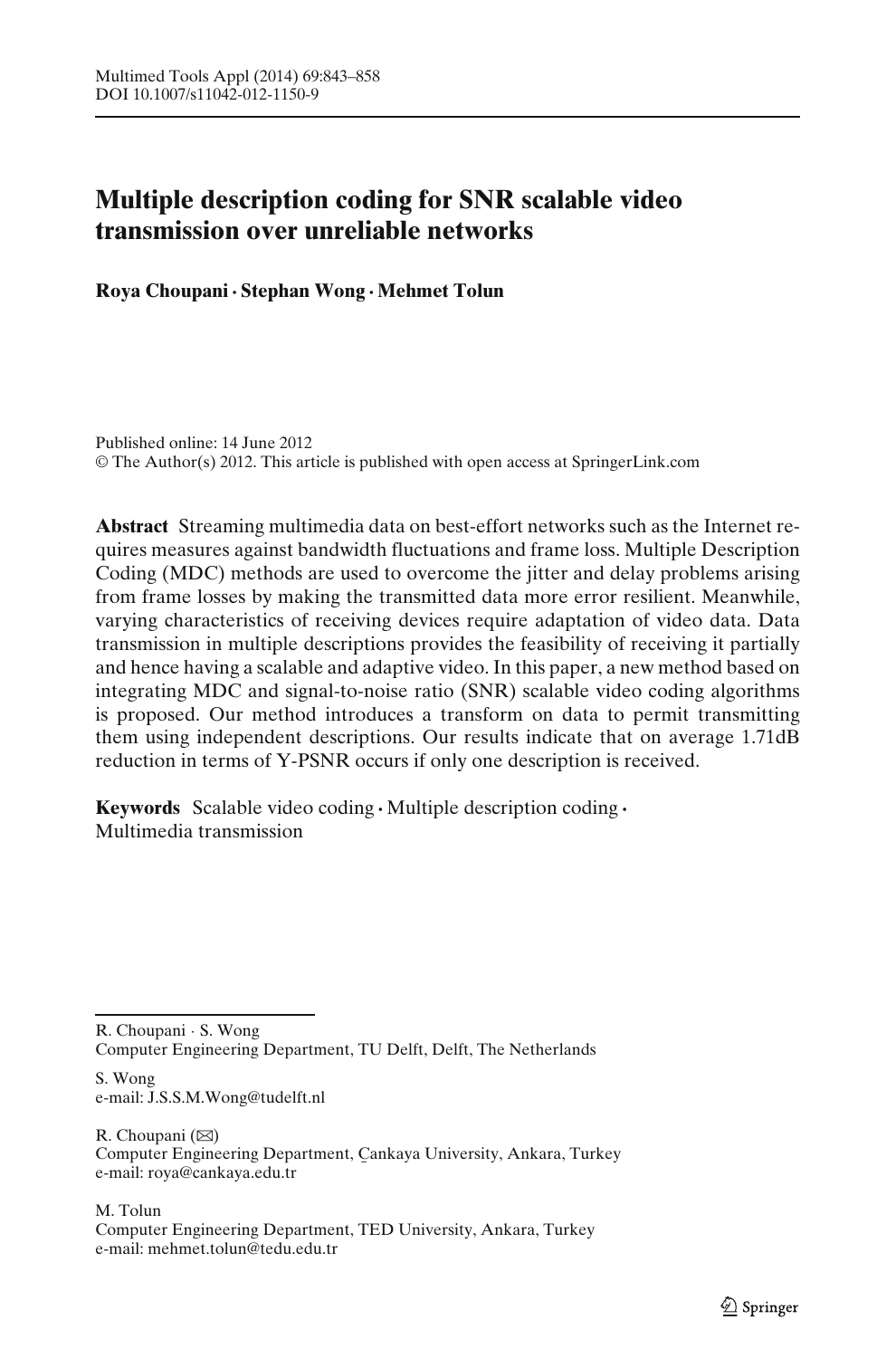# Multiple description coding for SNR scalable video transmission over unreliable networks

**Roya Choupani · Stephan Wong · Mehmet Tolun**

Published online: 14 June 2012
© The Author(s) 2012. This article is published with open access at SpringerLink.com

**Abstract** Streaming multimedia data on best-effort networks such as the Internet requires measures against bandwidth fluctuations and frame loss. Multiple Description Coding (MDC) methods are used to overcome the jitter and delay problems arising from frame losses by making the transmitted data more error resilient. Meanwhile, varying characteristics of receiving devices require adaptation of video data. Data transmission in multiple descriptions provides the feasibility of receiving it partially and hence having a scalable and adaptive video. In this paper, a new method based on integrating MDC and signal-to-noise ratio (SNR) scalable video coding algorithms is proposed. Our method introduces a transform on data to permit transmitting them using independent descriptions. Our results indicate that on average 1.71dB reduction in terms of Y-PSNR occurs if only one description is received.

**Keywords** Scalable video coding · Multiple description coding · Multimedia transmission

---

R. Choupani · S. Wong
Computer Engineering Department, TU Delft, Delft, The Netherlands

S. Wong
e-mail: J.S.S.M.Wong@tudelft.nl

R. Choupani (✉)
Computer Engineering Department, Çankaya University, Ankara, Turkey
e-mail: roya@cankaya.edu.tr

M. Tolun
Computer Engineering Department, TED University, Ankara, Turkey
e-mail: mehmet.tolun@tedu.edu.tr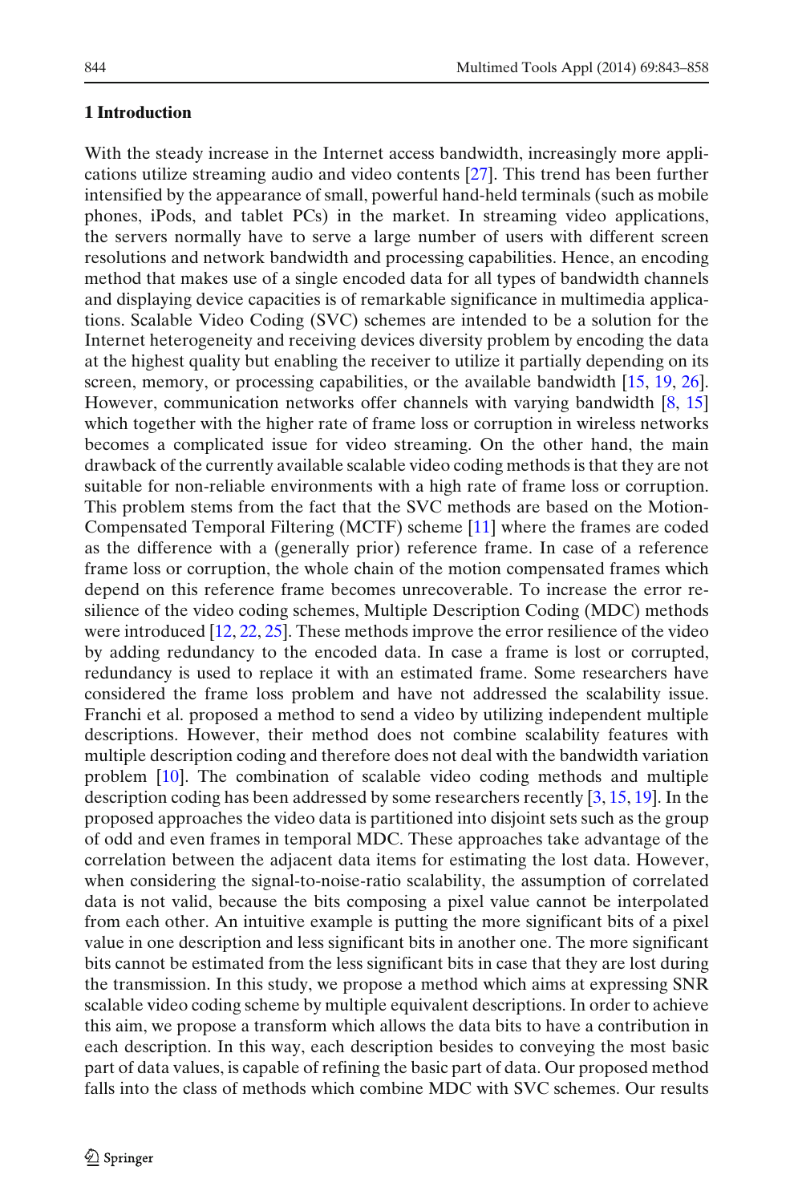## 1 Introduction

With the steady increase in the Internet access bandwidth, increasingly more applications utilize streaming audio and video contents [27]. This trend has been further intensified by the appearance of small, powerful hand-held terminals (such as mobile phones, iPods, and tablet PCs) in the market. In streaming video applications, the servers normally have to serve a large number of users with different screen resolutions and network bandwidth and processing capabilities. Hence, an encoding method that makes use of a single encoded data for all types of bandwidth channels and displaying device capacities is of remarkable significance in multimedia applications. Scalable Video Coding (SVC) schemes are intended to be a solution for the Internet heterogeneity and receiving devices diversity problem by encoding the data at the highest quality but enabling the receiver to utilize it partially depending on its screen, memory, or processing capabilities, or the available bandwidth [15, 19, 26]. However, communication networks offer channels with varying bandwidth [8, 15] which together with the higher rate of frame loss or corruption in wireless networks becomes a complicated issue for video streaming. On the other hand, the main drawback of the currently available scalable video coding methods is that they are not suitable for non-reliable environments with a high rate of frame loss or corruption. This problem stems from the fact that the SVC methods are based on the Motion-Compensated Temporal Filtering (MCTF) scheme [11] where the frames are coded as the difference with a (generally prior) reference frame. In case of a reference frame loss or corruption, the whole chain of the motion compensated frames which depend on this reference frame becomes unrecoverable. To increase the error resilience of the video coding schemes, Multiple Description Coding (MDC) methods were introduced [12, 22, 25]. These methods improve the error resilience of the video by adding redundancy to the encoded data. In case a frame is lost or corrupted, redundancy is used to replace it with an estimated frame. Some researchers have considered the frame loss problem and have not addressed the scalability issue. Franchi et al. proposed a method to send a video by utilizing independent multiple descriptions. However, their method does not combine scalability features with multiple description coding and therefore does not deal with the bandwidth variation problem [10]. The combination of scalable video coding methods and multiple description coding has been addressed by some researchers recently [3, 15, 19]. In the proposed approaches the video data is partitioned into disjoint sets such as the group of odd and even frames in temporal MDC. These approaches take advantage of the correlation between the adjacent data items for estimating the lost data. However, when considering the signal-to-noise-ratio scalability, the assumption of correlated data is not valid, because the bits composing a pixel value cannot be interpolated from each other. An intuitive example is putting the more significant bits of a pixel value in one description and less significant bits in another one. The more significant bits cannot be estimated from the less significant bits in case that they are lost during the transmission. In this study, we propose a method which aims at expressing SNR scalable video coding scheme by multiple equivalent descriptions. In order to achieve this aim, we propose a transform which allows the data bits to have a contribution in each description. In this way, each description besides to conveying the most basic part of data values, is capable of refining the basic part of data. Our proposed method falls into the class of methods which combine MDC with SVC schemes. Our results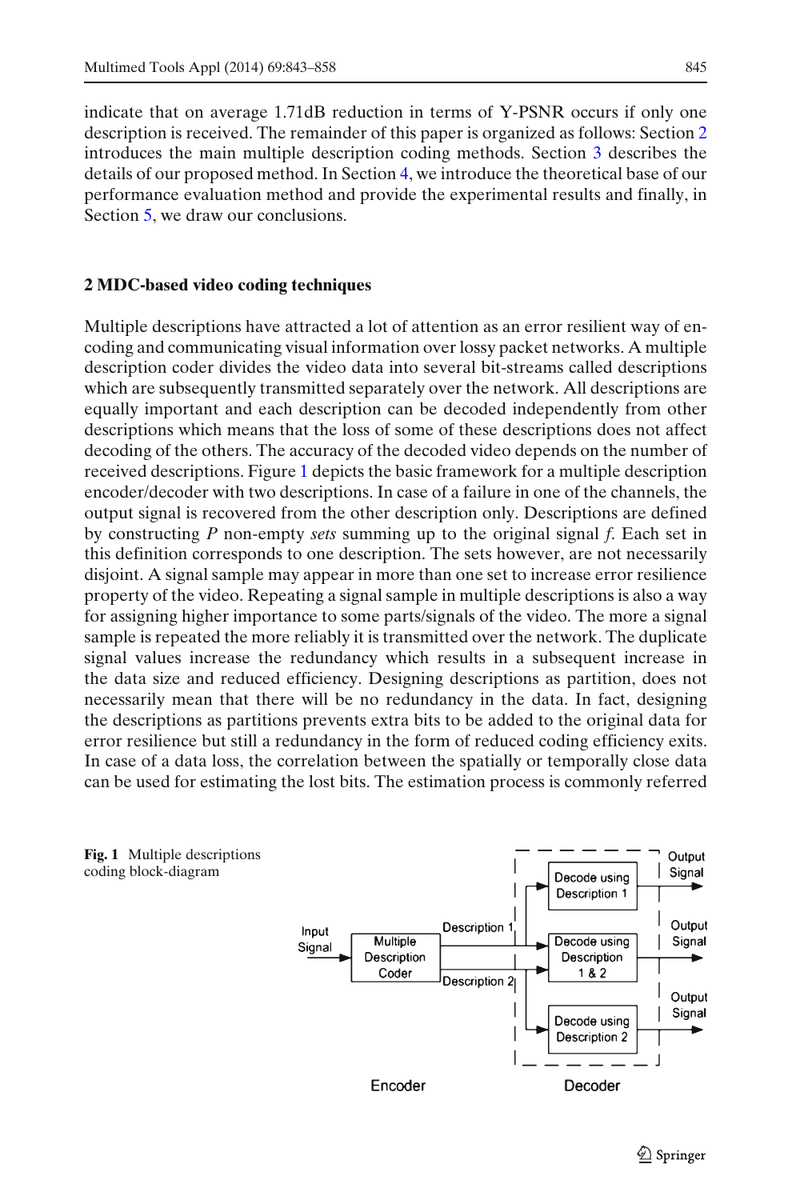indicate that on average 1.71dB reduction in terms of Y-PSNR occurs if only one description is received. The remainder of this paper is organized as follows: Section 2 introduces the main multiple description coding methods. Section 3 describes the details of our proposed method. In Section 4, we introduce the theoretical base of our performance evaluation method and provide the experimental results and finally, in Section 5, we draw our conclusions.

## 2 MDC-based video coding techniques

Multiple descriptions have attracted a lot of attention as an error resilient way of encoding and communicating visual information over lossy packet networks. A multiple description coder divides the video data into several bit-streams called descriptions which are subsequently transmitted separately over the network. All descriptions are equally important and each description can be decoded independently from other descriptions which means that the loss of some of these descriptions does not affect decoding of the others. The accuracy of the decoded video depends on the number of received descriptions. Figure 1 depicts the basic framework for a multiple description encoder/decoder with two descriptions. In case of a failure in one of the channels, the output signal is recovered from the other description only. Descriptions are defined by constructing $P$ non-empty *sets* summing up to the original signal $f$. Each set in this definition corresponds to one description. The sets however, are not necessarily disjoint. A signal sample may appear in more than one set to increase error resilience property of the video. Repeating a signal sample in multiple descriptions is also a way for assigning higher importance to some parts/signals of the video. The more a signal sample is repeated the more reliably it is transmitted over the network. The duplicate signal values increase the redundancy which results in a subsequent increase in the data size and reduced efficiency. Designing descriptions as partition, does not necessarily mean that there will be no redundancy in the data. In fact, designing the descriptions as partitions prevents extra bits to be added to the original data for error resilience but still a redundancy in the form of reduced coding efficiency exits. In case of a data loss, the correlation between the spatially or temporally close data can be used for estimating the lost bits. The estimation process is commonly referred

**Fig. 1** Multiple descriptions coding block-diagram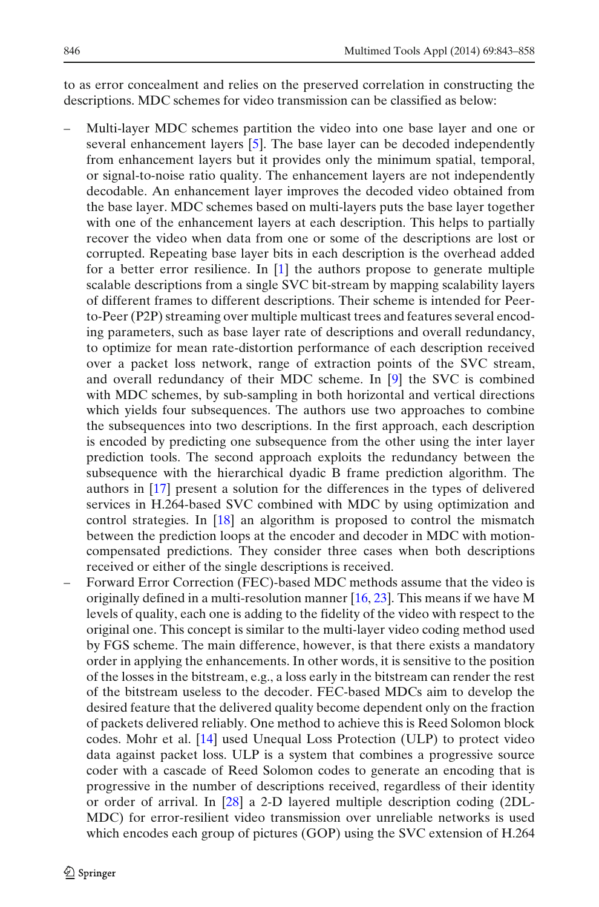to as error concealment and relies on the preserved correlation in constructing the descriptions. MDC schemes for video transmission can be classified as below:

- Multi-layer MDC schemes partition the video into one base layer and one or several enhancement layers [5]. The base layer can be decoded independently from enhancement layers but it provides only the minimum spatial, temporal, or signal-to-noise ratio quality. The enhancement layers are not independently decodable. An enhancement layer improves the decoded video obtained from the base layer. MDC schemes based on multi-layers puts the base layer together with one of the enhancement layers at each description. This helps to partially recover the video when data from one or some of the descriptions are lost or corrupted. Repeating base layer bits in each description is the overhead added for a better error resilience. In [1] the authors propose to generate multiple scalable descriptions from a single SVC bit-stream by mapping scalability layers of different frames to different descriptions. Their scheme is intended for Peer-to-Peer (P2P) streaming over multiple multicast trees and features several encoding parameters, such as base layer rate of descriptions and overall redundancy, to optimize for mean rate-distortion performance of each description received over a packet loss network, range of extraction points of the SVC stream, and overall redundancy of their MDC scheme. In [9] the SVC is combined with MDC schemes, by sub-sampling in both horizontal and vertical directions which yields four subsequences. The authors use two approaches to combine the subsequences into two descriptions. In the first approach, each description is encoded by predicting one subsequence from the other using the inter layer prediction tools. The second approach exploits the redundancy between the subsequence with the hierarchical dyadic B frame prediction algorithm. The authors in [17] present a solution for the differences in the types of delivered services in H.264-based SVC combined with MDC by using optimization and control strategies. In [18] an algorithm is proposed to control the mismatch between the prediction loops at the encoder and decoder in MDC with motion-compensated predictions. They consider three cases when both descriptions received or either of the single descriptions is received.
- Forward Error Correction (FEC)-based MDC methods assume that the video is originally defined in a multi-resolution manner [16, 23]. This means if we have M levels of quality, each one is adding to the fidelity of the video with respect to the original one. This concept is similar to the multi-layer video coding method used by FGS scheme. The main difference, however, is that there exists a mandatory order in applying the enhancements. In other words, it is sensitive to the position of the losses in the bitstream, e.g., a loss early in the bitstream can render the rest of the bitstream useless to the decoder. FEC-based MDCs aim to develop the desired feature that the delivered quality become dependent only on the fraction of packets delivered reliably. One method to achieve this is Reed Solomon block codes. Mohr et al. [14] used Unequal Loss Protection (ULP) to protect video data against packet loss. ULP is a system that combines a progressive source coder with a cascade of Reed Solomon codes to generate an encoding that is progressive in the number of descriptions received, regardless of their identity or order of arrival. In [28] a 2-D layered multiple description coding (2DL-MDC) for error-resilient video transmission over unreliable networks is used which encodes each group of pictures (GOP) using the SVC extension of H.264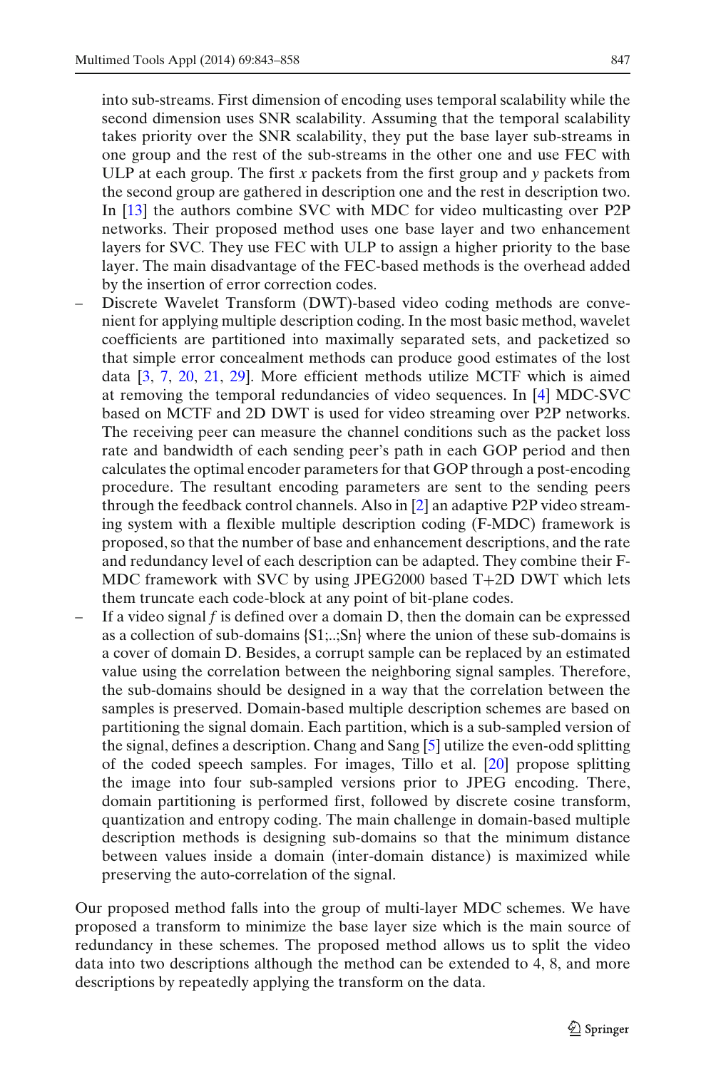into sub-streams. First dimension of encoding uses temporal scalability while the second dimension uses SNR scalability. Assuming that the temporal scalability takes priority over the SNR scalability, they put the base layer sub-streams in one group and the rest of the sub-streams in the other one and use FEC with ULP at each group. The first $x$ packets from the first group and $y$ packets from the second group are gathered in description one and the rest in description two. In [13] the authors combine SVC with MDC for video multicasting over P2P networks. Their proposed method uses one base layer and two enhancement layers for SVC. They use FEC with ULP to assign a higher priority to the base layer. The main disadvantage of the FEC-based methods is the overhead added by the insertion of error correction codes.

- Discrete Wavelet Transform (DWT)-based video coding methods are convenient for applying multiple description coding. In the most basic method, wavelet coefficients are partitioned into maximally separated sets, and packetized so that simple error concealment methods can produce good estimates of the lost data [3, 7, 20, 21, 29]. More efficient methods utilize MCTF which is aimed at removing the temporal redundancies of video sequences. In [4] MDC-SVC based on MCTF and 2D DWT is used for video streaming over P2P networks. The receiving peer can measure the channel conditions such as the packet loss rate and bandwidth of each sending peer's path in each GOP period and then calculates the optimal encoder parameters for that GOP through a post-encoding procedure. The resultant encoding parameters are sent to the sending peers through the feedback control channels. Also in [2] an adaptive P2P video streaming system with a flexible multiple description coding (F-MDC) framework is proposed, so that the number of base and enhancement descriptions, and the rate and redundancy level of each description can be adapted. They combine their F-MDC framework with SVC by using JPEG2000 based T+2D DWT which lets them truncate each code-block at any point of bit-plane codes.
- If a video signal $f$ is defined over a domain D, then the domain can be expressed as a collection of sub-domains {S1;..;Sn} where the union of these sub-domains is a cover of domain D. Besides, a corrupt sample can be replaced by an estimated value using the correlation between the neighboring signal samples. Therefore, the sub-domains should be designed in a way that the correlation between the samples is preserved. Domain-based multiple description schemes are based on partitioning the signal domain. Each partition, which is a sub-sampled version of the signal, defines a description. Chang and Sang [5] utilize the even-odd splitting of the coded speech samples. For images, Tillo et al. [20] propose splitting the image into four sub-sampled versions prior to JPEG encoding. There, domain partitioning is performed first, followed by discrete cosine transform, quantization and entropy coding. The main challenge in domain-based multiple description methods is designing sub-domains so that the minimum distance between values inside a domain (inter-domain distance) is maximized while preserving the auto-correlation of the signal.

Our proposed method falls into the group of multi-layer MDC schemes. We have proposed a transform to minimize the base layer size which is the main source of redundancy in these schemes. The proposed method allows us to split the video data into two descriptions although the method can be extended to 4, 8, and more descriptions by repeatedly applying the transform on the data.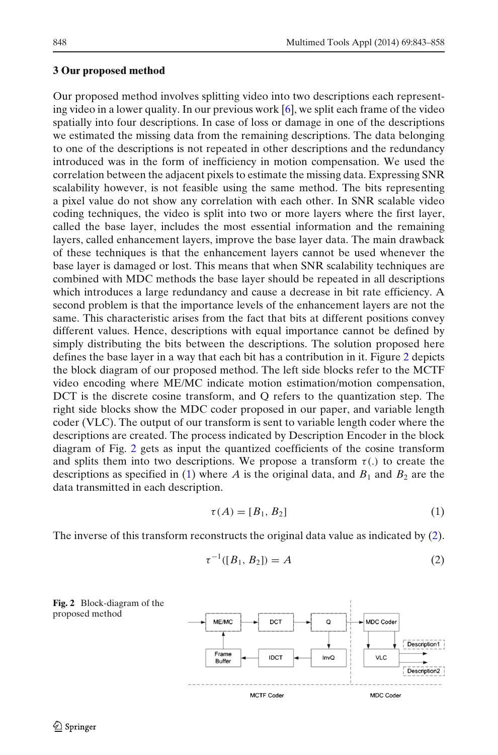## 3 Our proposed method

Our proposed method involves splitting video into two descriptions each representing video in a lower quality. In our previous work [6], we split each frame of the video spatially into four descriptions. In case of loss or damage in one of the descriptions we estimated the missing data from the remaining descriptions. The data belonging to one of the descriptions is not repeated in other descriptions and the redundancy introduced was in the form of inefficiency in motion compensation. We used the correlation between the adjacent pixels to estimate the missing data. Expressing SNR scalability however, is not feasible using the same method. The bits representing a pixel value do not show any correlation with each other. In SNR scalable video coding techniques, the video is split into two or more layers where the first layer, called the base layer, includes the most essential information and the remaining layers, called enhancement layers, improve the base layer data. The main drawback of these techniques is that the enhancement layers cannot be used whenever the base layer is damaged or lost. This means that when SNR scalability techniques are combined with MDC methods the base layer should be repeated in all descriptions which introduces a large redundancy and cause a decrease in bit rate efficiency. A second problem is that the importance levels of the enhancement layers are not the same. This characteristic arises from the fact that bits at different positions convey different values. Hence, descriptions with equal importance cannot be defined by simply distributing the bits between the descriptions. The solution proposed here defines the base layer in a way that each bit has a contribution in it. Figure 2 depicts the block diagram of our proposed method. The left side blocks refer to the MCTF video encoding where ME/MC indicate motion estimation/motion compensation, DCT is the discrete cosine transform, and Q refers to the quantization step. The right side blocks show the MDC coder proposed in our paper, and variable length coder (VLC). The output of our transform is sent to variable length coder where the descriptions are created. The process indicated by Description Encoder in the block diagram of Fig. 2 gets as input the quantized coefficients of the cosine transform and splits them into two descriptions. We propose a transform $\tau(.)$ to create the descriptions as specified in (1) where $A$ is the original data, and $B_1$ and $B_2$ are the data transmitted in each description.

$$\tau(A) = [B_1, B_2] \tag{1}$$

The inverse of this transform reconstructs the original data value as indicated by (2).

$$\tau^{-1}([B_1, B_2]) = A \tag{2}$$

**Fig. 2** Block-diagram of the proposed method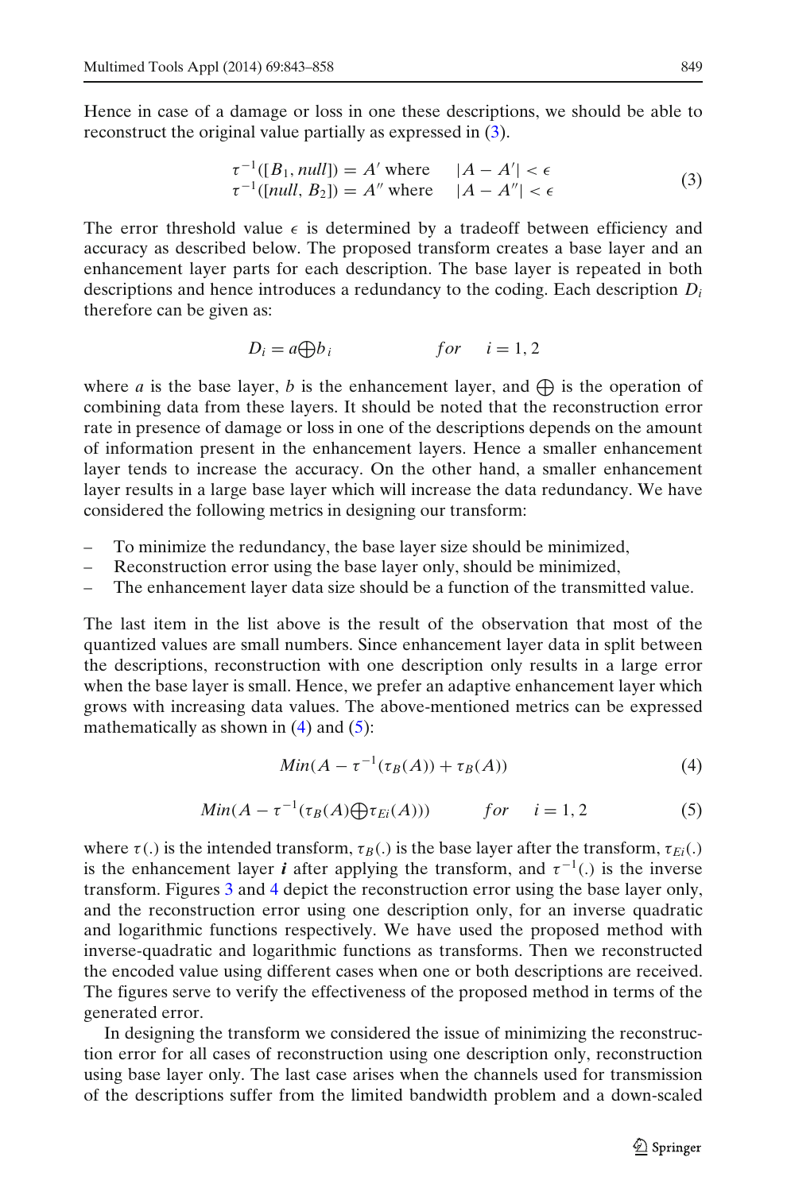Hence in case of a damage or loss in one these descriptions, we should be able to reconstruct the original value partially as expressed in (3).

$$\begin{array}{ll} \tau^{-1}([B_1, null]) = A' \text{ where } & |A - A'| < \epsilon \\ \tau^{-1}([null, B_2]) = A'' \text{ where } & |A - A''| < \epsilon \end{array} \tag{3}$$

The error threshold value $\epsilon$ is determined by a tradeoff between efficiency and accuracy as described below. The proposed transform creates a base layer and an enhancement layer parts for each description. The base layer is repeated in both descriptions and hence introduces a redundancy to the coding. Each description $D_i$ therefore can be given as:

$$D_i = a \bigoplus b_i \qquad for \quad i = 1, 2$$

where $a$ is the base layer, $b$ is the enhancement layer, and $\bigoplus$ is the operation of combining data from these layers. It should be noted that the reconstruction error rate in presence of damage or loss in one of the descriptions depends on the amount of information present in the enhancement layers. Hence a smaller enhancement layer tends to increase the accuracy. On the other hand, a smaller enhancement layer results in a large base layer which will increase the data redundancy. We have considered the following metrics in designing our transform:

- To minimize the redundancy, the base layer size should be minimized,
- Reconstruction error using the base layer only, should be minimized,
- The enhancement layer data size should be a function of the transmitted value.

The last item in the list above is the result of the observation that most of the quantized values are small numbers. Since enhancement layer data in split between the descriptions, reconstruction with one description only results in a large error when the base layer is small. Hence, we prefer an adaptive enhancement layer which grows with increasing data values. The above-mentioned metrics can be expressed mathematically as shown in (4) and (5):

$$Min(A - \tau^{-1}(\tau_B(A)) + \tau_B(A)) \tag{4}$$

$$Min(A - \tau^{-1}(\tau_B(A) \bigoplus \tau_{Ei}(A))) \qquad for \quad i = 1, 2 \tag{5}$$

where $\tau(.)$ is the intended transform, $\tau_B(.)$ is the base layer after the transform, $\tau_{Ei}(.)$ is the enhancement layer $\boldsymbol{i}$ after applying the transform, and $\tau^{-1}(.)$ is the inverse transform. Figures 3 and 4 depict the reconstruction error using the base layer only, and the reconstruction error using one description only, for an inverse quadratic and logarithmic functions respectively. We have used the proposed method with inverse-quadratic and logarithmic functions as transforms. Then we reconstructed the encoded value using different cases when one or both descriptions are received. The figures serve to verify the effectiveness of the proposed method in terms of the generated error.

In designing the transform we considered the issue of minimizing the reconstruction error for all cases of reconstruction using one description only, reconstruction using base layer only. The last case arises when the channels used for transmission of the descriptions suffer from the limited bandwidth problem and a down-scaled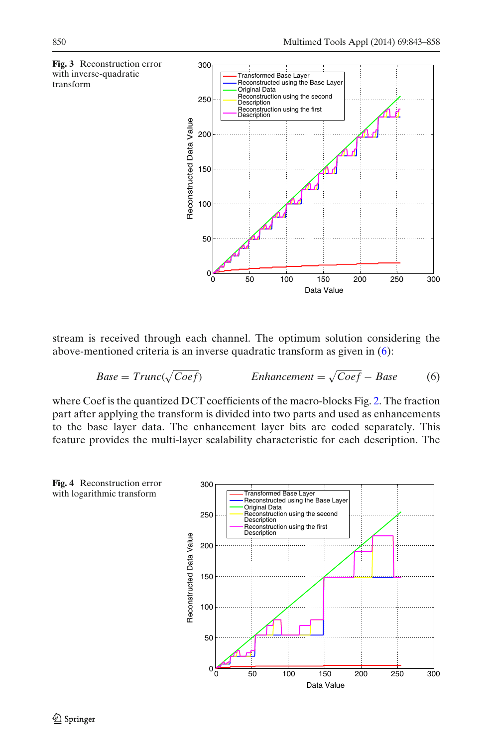**Fig. 3** Reconstruction error with inverse-quadratic transform

stream is received through each channel. The optimum solution considering the above-mentioned criteria is an inverse quadratic transform as given in (6):

$$Base = Trunc(\sqrt{Coef}) \qquad\qquad Enhancement = \sqrt{Coef} - Base \tag{6}$$

where Coef is the quantized DCT coefficients of the macro-blocks Fig. 2. The fraction part after applying the transform is divided into two parts and used as enhancements to the base layer data. The enhancement layer bits are coded separately. This feature provides the multi-layer scalability characteristic for each description. The

**Fig. 4** Reconstruction error with logarithmic transform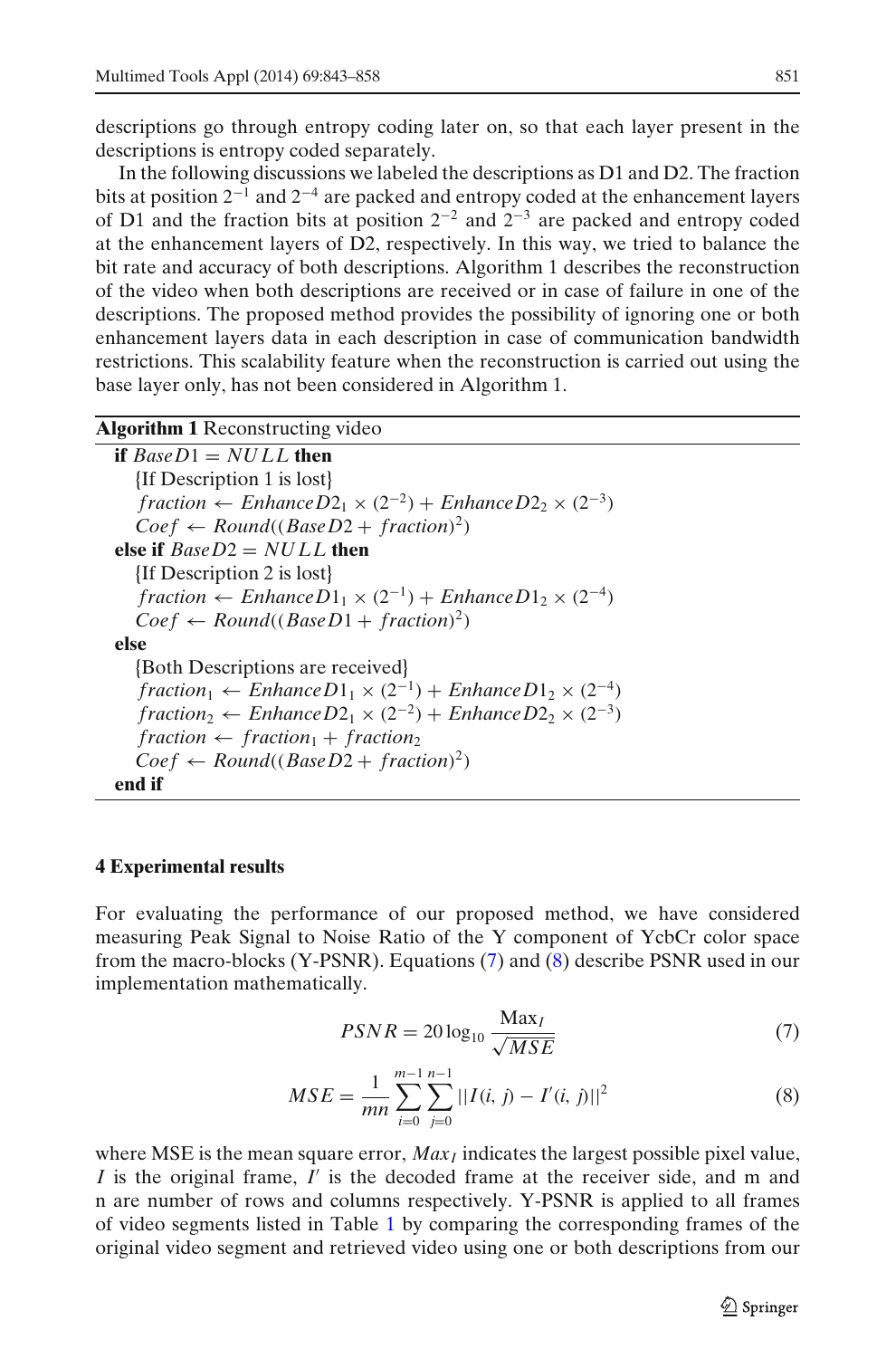descriptions go through entropy coding later on, so that each layer present in the descriptions is entropy coded separately.

In the following discussions we labeled the descriptions as D1 and D2. The fraction bits at position $2^{-1}$ and $2^{-4}$ are packed and entropy coded at the enhancement layers of D1 and the fraction bits at position $2^{-2}$ and $2^{-3}$ are packed and entropy coded at the enhancement layers of D2, respectively. In this way, we tried to balance the bit rate and accuracy of both descriptions. Algorithm 1 describes the reconstruction of the video when both descriptions are received or in case of failure in one of the descriptions. The proposed method provides the possibility of ignoring one or both enhancement layers data in each description in case of communication bandwidth restrictions. This scalability feature when the reconstruction is carried out using the base layer only, has not been considered in Algorithm 1.

**Algorithm 1** Reconstructing video

**if** $BaseD1 = NULL$ **then**
  {If Description 1 is lost}
  $fraction \leftarrow EnhanceD2_1 \times (2^{-2}) + EnhanceD2_2 \times (2^{-3})$
  $Coef \leftarrow Round((BaseD2 + fraction)^2)$
**else if** $BaseD2 = NULL$ **then**
  {If Description 2 is lost}
  $fraction \leftarrow EnhanceD1_1 \times (2^{-1}) + EnhanceD1_2 \times (2^{-4})$
  $Coef \leftarrow Round((BaseD1 + fraction)^2)$
**else**
  {Both Descriptions are received}
  $fraction_1 \leftarrow EnhanceD1_1 \times (2^{-1}) + EnhanceD1_2 \times (2^{-4})$
  $fraction_2 \leftarrow EnhanceD2_1 \times (2^{-2}) + EnhanceD2_2 \times (2^{-3})$
  $fraction \leftarrow fraction_1 + fraction_2$
  $Coef \leftarrow Round((BaseD2 + fraction)^2)$
**end if**

## 4 Experimental results

For evaluating the performance of our proposed method, we have considered measuring Peak Signal to Noise Ratio of the Y component of YcbCr color space from the macro-blocks (Y-PSNR). Equations (7) and (8) describe PSNR used in our implementation mathematically.

$$PSNR = 20 \log_{10} \frac{\text{Max}_I}{\sqrt{MSE}} \tag{7}$$

$$MSE = \frac{1}{mn} \sum_{i=0}^{m-1} \sum_{j=0}^{n-1} ||I(i, j) - I'(i, j)||^2 \tag{8}$$

where MSE is the mean square error, $Max_I$ indicates the largest possible pixel value, $I$ is the original frame, $I'$ is the decoded frame at the receiver side, and m and n are number of rows and columns respectively. Y-PSNR is applied to all frames of video segments listed in Table 1 by comparing the corresponding frames of the original video segment and retrieved video using one or both descriptions from our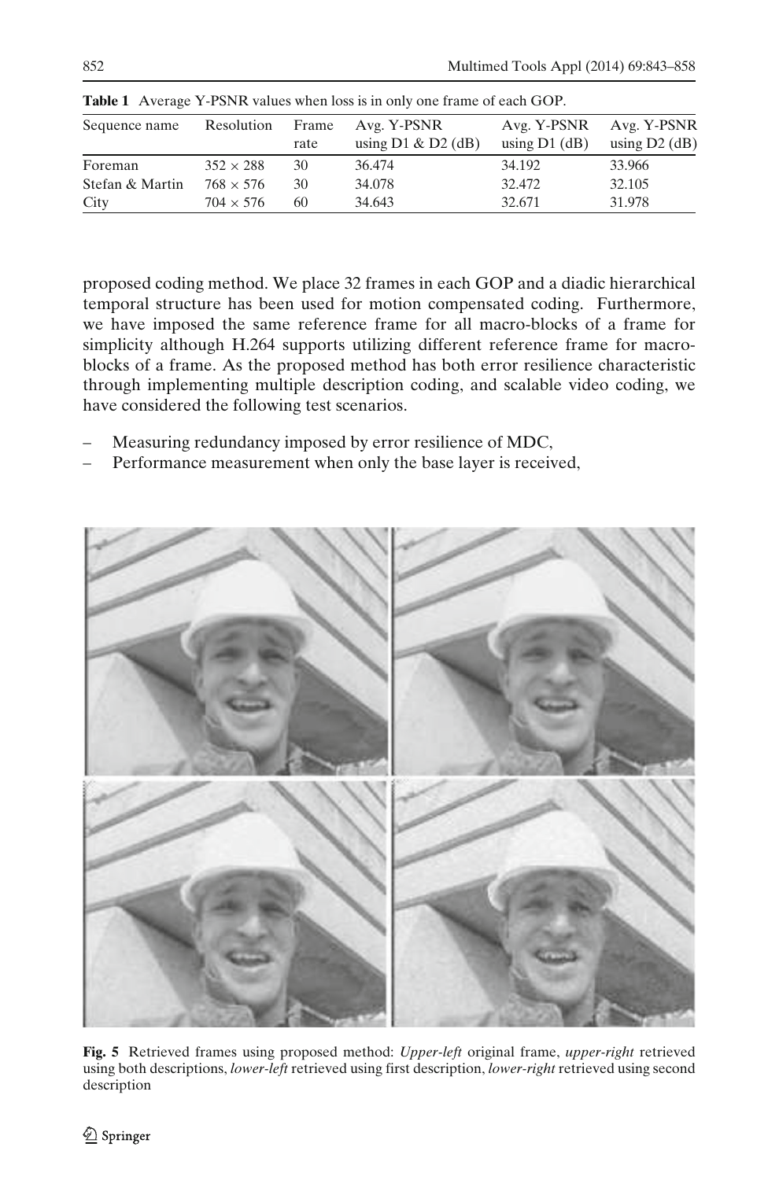**Table 1** Average Y-PSNR values when loss is in only one frame of each GOP.

| Sequence name | Resolution | Frame rate | Avg. Y-PSNR using D1 & D2 (dB) | Avg. Y-PSNR using D1 (dB) | Avg. Y-PSNR using D2 (dB) |
|---|---|---|---|---|---|
| Foreman | 352 × 288 | 30 | 36.474 | 34.192 | 33.966 |
| Stefan & Martin | 768 × 576 | 30 | 34.078 | 32.472 | 32.105 |
| City | 704 × 576 | 60 | 34.643 | 32.671 | 31.978 |

proposed coding method. We place 32 frames in each GOP and a diadic hierarchical temporal structure has been used for motion compensated coding. Furthermore, we have imposed the same reference frame for all macro-blocks of a frame for simplicity although H.264 supports utilizing different reference frame for macro-blocks of a frame. As the proposed method has both error resilience characteristic through implementing multiple description coding, and scalable video coding, we have considered the following test scenarios.

- Measuring redundancy imposed by error resilience of MDC,
- Performance measurement when only the base layer is received,

**Fig. 5** Retrieved frames using proposed method: *Upper-left* original frame, *upper-right* retrieved using both descriptions, *lower-left* retrieved using first description, *lower-right* retrieved using second description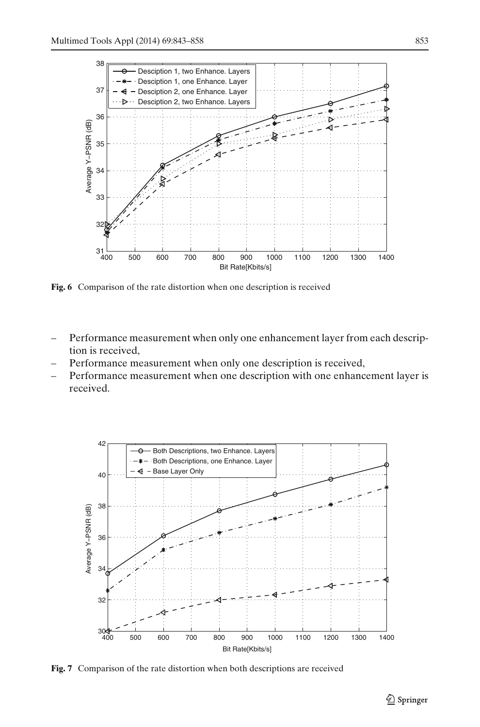**Fig. 6** Comparison of the rate distortion when one description is received

- Performance measurement when only one enhancement layer from each description is received,
- Performance measurement when only one description is received,
- Performance measurement when one description with one enhancement layer is received.

**Fig. 7** Comparison of the rate distortion when both descriptions are received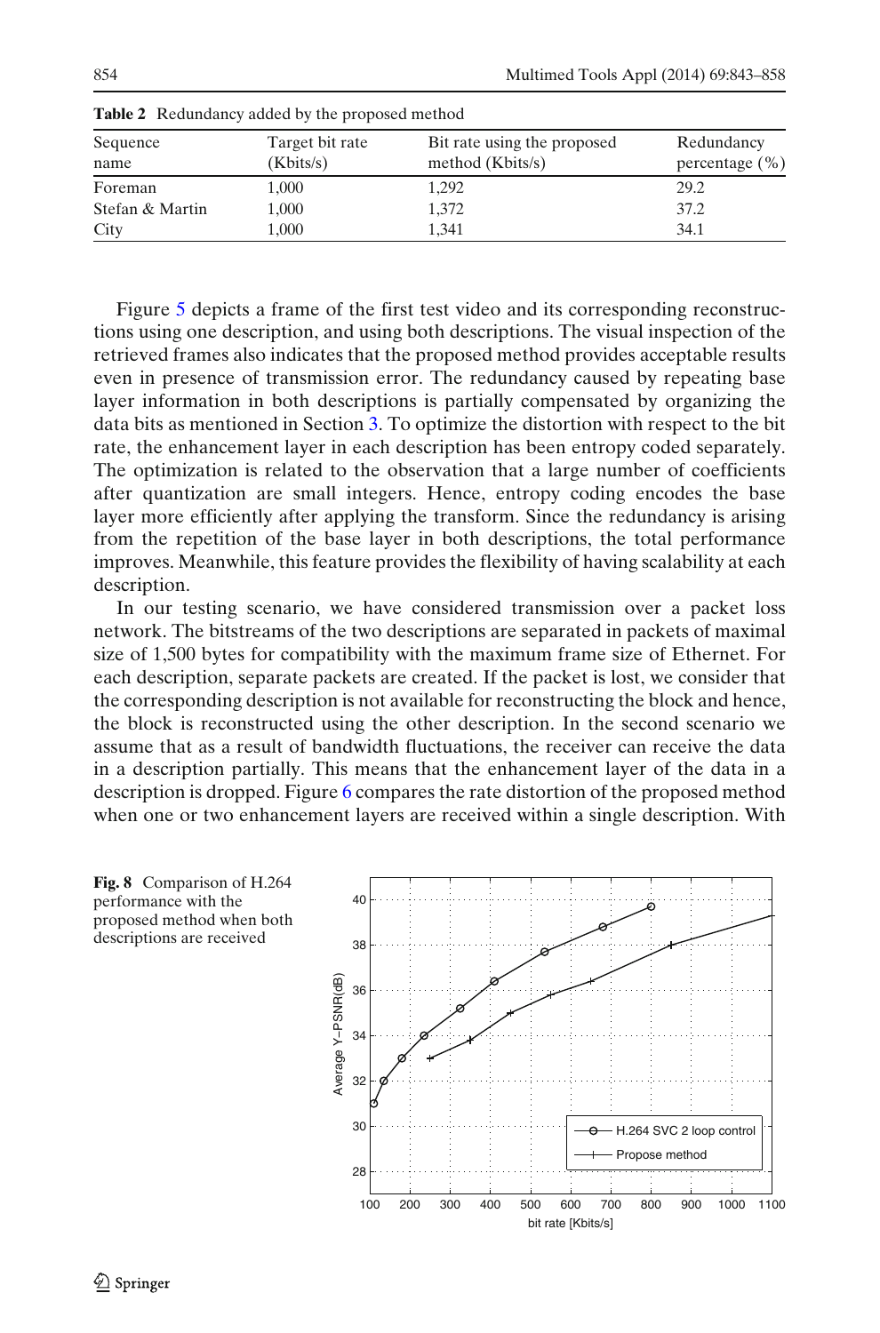**Table 2** Redundancy added by the proposed method

| Sequence name | Target bit rate (Kbits/s) | Bit rate using the proposed method (Kbits/s) | Redundancy percentage (%) |
|---|---|---|---|
| Foreman | 1,000 | 1,292 | 29.2 |
| Stefan & Martin | 1,000 | 1,372 | 37.2 |
| City | 1,000 | 1,341 | 34.1 |

Figure 5 depicts a frame of the first test video and its corresponding reconstructions using one description, and using both descriptions. The visual inspection of the retrieved frames also indicates that the proposed method provides acceptable results even in presence of transmission error. The redundancy caused by repeating base layer information in both descriptions is partially compensated by organizing the data bits as mentioned in Section 3. To optimize the distortion with respect to the bit rate, the enhancement layer in each description has been entropy coded separately. The optimization is related to the observation that a large number of coefficients after quantization are small integers. Hence, entropy coding encodes the base layer more efficiently after applying the transform. Since the redundancy is arising from the repetition of the base layer in both descriptions, the total performance improves. Meanwhile, this feature provides the flexibility of having scalability at each description.

In our testing scenario, we have considered transmission over a packet loss network. The bitstreams of the two descriptions are separated in packets of maximal size of 1,500 bytes for compatibility with the maximum frame size of Ethernet. For each description, separate packets are created. If the packet is lost, we consider that the corresponding description is not available for reconstructing the block and hence, the block is reconstructed using the other description. In the second scenario we assume that as a result of bandwidth fluctuations, the receiver can receive the data in a description partially. This means that the enhancement layer of the data in a description is dropped. Figure 6 compares the rate distortion of the proposed method when one or two enhancement layers are received within a single description. With

**Fig. 8** Comparison of H.264 performance with the proposed method when both descriptions are received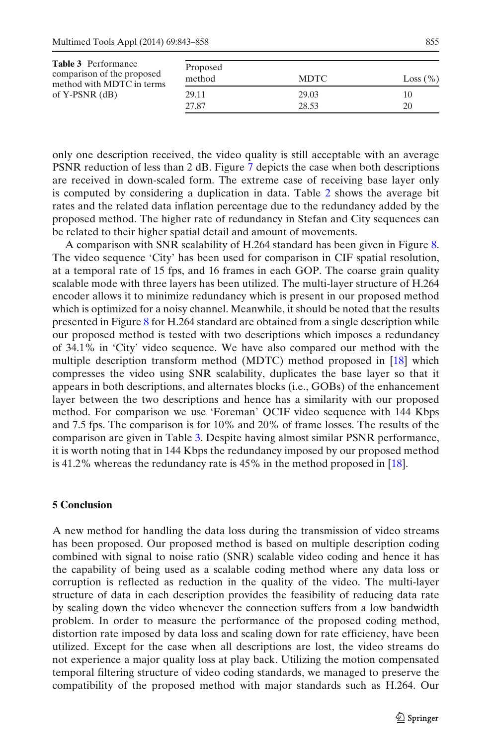**Table 3** Performance comparison of the proposed method with MDTC in terms of Y-PSNR (dB)

| Proposed method | MDTC | Loss (%) |
|---|---|---|
| 29.11 | 29.03 | 10 |
| 27.87 | 28.53 | 20 |

only one description received, the video quality is still acceptable with an average PSNR reduction of less than 2 dB. Figure 7 depicts the case when both descriptions are received in down-scaled form. The extreme case of receiving base layer only is computed by considering a duplication in data. Table 2 shows the average bit rates and the related data inflation percentage due to the redundancy added by the proposed method. The higher rate of redundancy in Stefan and City sequences can be related to their higher spatial detail and amount of movements.

A comparison with SNR scalability of H.264 standard has been given in Figure 8. The video sequence 'City' has been used for comparison in CIF spatial resolution, at a temporal rate of 15 fps, and 16 frames in each GOP. The coarse grain quality scalable mode with three layers has been utilized. The multi-layer structure of H.264 encoder allows it to minimize redundancy which is present in our proposed method which is optimized for a noisy channel. Meanwhile, it should be noted that the results presented in Figure 8 for H.264 standard are obtained from a single description while our proposed method is tested with two descriptions which imposes a redundancy of 34.1% in 'City' video sequence. We have also compared our method with the multiple description transform method (MDTC) method proposed in [18] which compresses the video using SNR scalability, duplicates the base layer so that it appears in both descriptions, and alternates blocks (i.e., GOBs) of the enhancement layer between the two descriptions and hence has a similarity with our proposed method. For comparison we use 'Foreman' QCIF video sequence with 144 Kbps and 7.5 fps. The comparison is for 10% and 20% of frame losses. The results of the comparison are given in Table 3. Despite having almost similar PSNR performance, it is worth noting that in 144 Kbps the redundancy imposed by our proposed method is 41.2% whereas the redundancy rate is 45% in the method proposed in [18].

## 5 Conclusion

A new method for handling the data loss during the transmission of video streams has been proposed. Our proposed method is based on multiple description coding combined with signal to noise ratio (SNR) scalable video coding and hence it has the capability of being used as a scalable coding method where any data loss or corruption is reflected as reduction in the quality of the video. The multi-layer structure of data in each description provides the feasibility of reducing data rate by scaling down the video whenever the connection suffers from a low bandwidth problem. In order to measure the performance of the proposed coding method, distortion rate imposed by data loss and scaling down for rate efficiency, have been utilized. Except for the case when all descriptions are lost, the video streams do not experience a major quality loss at play back. Utilizing the motion compensated temporal filtering structure of video coding standards, we managed to preserve the compatibility of the proposed method with major standards such as H.264. Our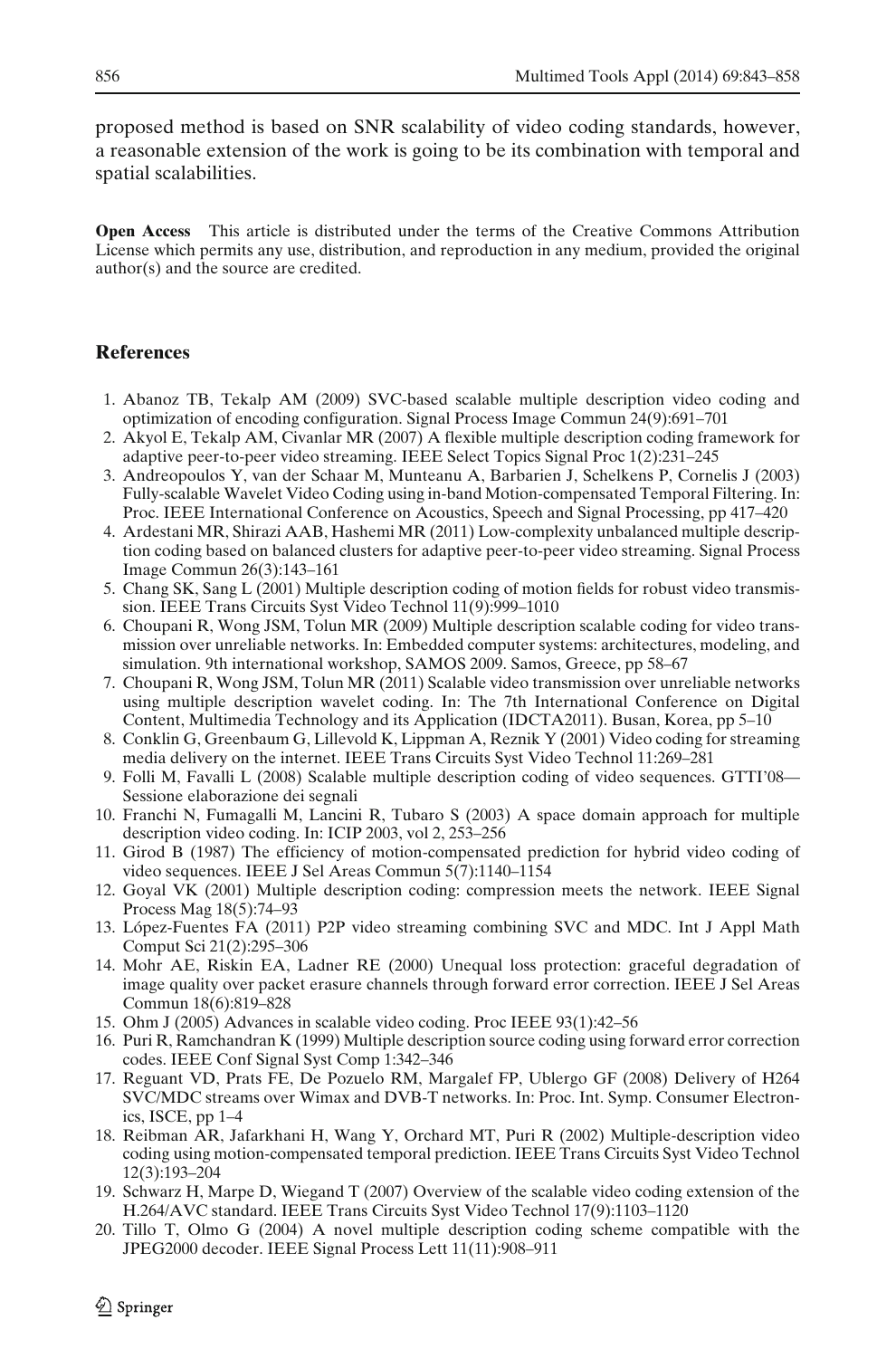proposed method is based on SNR scalability of video coding standards, however, a reasonable extension of the work is going to be its combination with temporal and spatial scalabilities.

**Open Access** This article is distributed under the terms of the Creative Commons Attribution License which permits any use, distribution, and reproduction in any medium, provided the original author(s) and the source are credited.

## References

1. Abanoz TB, Tekalp AM (2009) SVC-based scalable multiple description video coding and optimization of encoding configuration. Signal Process Image Commun 24(9):691–701
2. Akyol E, Tekalp AM, Civanlar MR (2007) A flexible multiple description coding framework for adaptive peer-to-peer video streaming. IEEE Select Topics Signal Proc 1(2):231–245
3. Andreopoulos Y, van der Schaar M, Munteanu A, Barbarien J, Schelkens P, Cornelis J (2003) Fully-scalable Wavelet Video Coding using in-band Motion-compensated Temporal Filtering. In: Proc. IEEE International Conference on Acoustics, Speech and Signal Processing, pp 417–420
4. Ardestani MR, Shirazi AAB, Hashemi MR (2011) Low-complexity unbalanced multiple description coding based on balanced clusters for adaptive peer-to-peer video streaming. Signal Process Image Commun 26(3):143–161
5. Chang SK, Sang L (2001) Multiple description coding of motion fields for robust video transmission. IEEE Trans Circuits Syst Video Technol 11(9):999–1010
6. Choupani R, Wong JSM, Tolun MR (2009) Multiple description scalable coding for video transmission over unreliable networks. In: Embedded computer systems: architectures, modeling, and simulation. 9th international workshop, SAMOS 2009. Samos, Greece, pp 58–67
7. Choupani R, Wong JSM, Tolun MR (2011) Scalable video transmission over unreliable networks using multiple description wavelet coding. In: The 7th International Conference on Digital Content, Multimedia Technology and its Application (IDCTA2011). Busan, Korea, pp 5–10
8. Conklin G, Greenbaum G, Lillevold K, Lippman A, Reznik Y (2001) Video coding for streaming media delivery on the internet. IEEE Trans Circuits Syst Video Technol 11:269–281
9. Folli M, Favalli L (2008) Scalable multiple description coding of video sequences. GTTI'08—Sessione elaborazione dei segnali
10. Franchi N, Fumagalli M, Lancini R, Tubaro S (2003) A space domain approach for multiple description video coding. In: ICIP 2003, vol 2, 253–256
11. Girod B (1987) The efficiency of motion-compensated prediction for hybrid video coding of video sequences. IEEE J Sel Areas Commun 5(7):1140–1154
12. Goyal VK (2001) Multiple description coding: compression meets the network. IEEE Signal Process Mag 18(5):74–93
13. López-Fuentes FA (2011) P2P video streaming combining SVC and MDC. Int J Appl Math Comput Sci 21(2):295–306
14. Mohr AE, Riskin EA, Ladner RE (2000) Unequal loss protection: graceful degradation of image quality over packet erasure channels through forward error correction. IEEE J Sel Areas Commun 18(6):819–828
15. Ohm J (2005) Advances in scalable video coding. Proc IEEE 93(1):42–56
16. Puri R, Ramchandran K (1999) Multiple description source coding using forward error correction codes. IEEE Conf Signal Syst Comp 1:342–346
17. Reguant VD, Prats FE, De Pozuelo RM, Margalef FP, Ublergo GF (2008) Delivery of H264 SVC/MDC streams over Wimax and DVB-T networks. In: Proc. Int. Symp. Consumer Electronics, ISCE, pp 1–4
18. Reibman AR, Jafarkhani H, Wang Y, Orchard MT, Puri R (2002) Multiple-description video coding using motion-compensated temporal prediction. IEEE Trans Circuits Syst Video Technol 12(3):193–204
19. Schwarz H, Marpe D, Wiegand T (2007) Overview of the scalable video coding extension of the H.264/AVC standard. IEEE Trans Circuits Syst Video Technol 17(9):1103–1120
20. Tillo T, Olmo G (2004) A novel multiple description coding scheme compatible with the JPEG2000 decoder. IEEE Signal Process Lett 11(11):908–911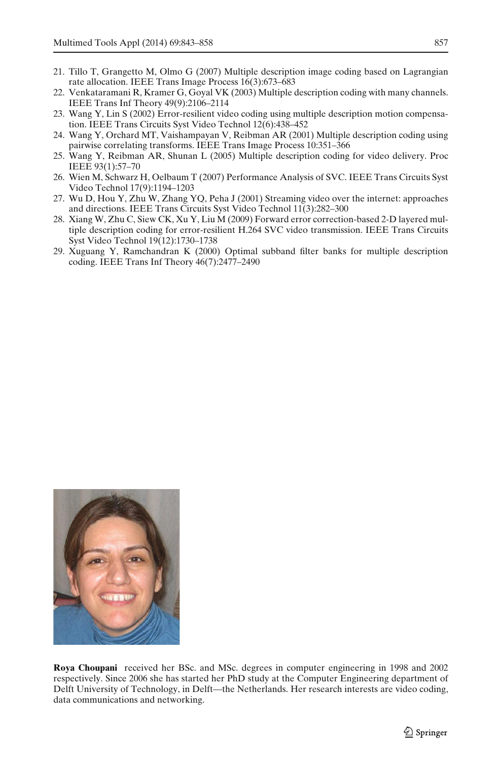21. Tillo T, Grangetto M, Olmo G (2007) Multiple description image coding based on Lagrangian rate allocation. IEEE Trans Image Process 16(3):673–683
22. Venkataramani R, Kramer G, Goyal VK (2003) Multiple description coding with many channels. IEEE Trans Inf Theory 49(9):2106–2114
23. Wang Y, Lin S (2002) Error-resilient video coding using multiple description motion compensation. IEEE Trans Circuits Syst Video Technol 12(6):438–452
24. Wang Y, Orchard MT, Vaishampayan V, Reibman AR (2001) Multiple description coding using pairwise correlating transforms. IEEE Trans Image Process 10:351–366
25. Wang Y, Reibman AR, Shunan L (2005) Multiple description coding for video delivery. Proc IEEE 93(1):57–70
26. Wien M, Schwarz H, Oelbaum T (2007) Performance Analysis of SVC. IEEE Trans Circuits Syst Video Technol 17(9):1194–1203
27. Wu D, Hou Y, Zhu W, Zhang YQ, Peha J (2001) Streaming video over the internet: approaches and directions. IEEE Trans Circuits Syst Video Technol 11(3):282–300
28. Xiang W, Zhu C, Siew CK, Xu Y, Liu M (2009) Forward error correction-based 2-D layered multiple description coding for error-resilient H.264 SVC video transmission. IEEE Trans Circuits Syst Video Technol 19(12):1730–1738
29. Xuguang Y, Ramchandran K (2000) Optimal subband filter banks for multiple description coding. IEEE Trans Inf Theory 46(7):2477–2490

**Roya Choupani** received her BSc. and MSc. degrees in computer engineering in 1998 and 2002 respectively. Since 2006 she has started her PhD study at the Computer Engineering department of Delft University of Technology, in Delft—the Netherlands. Her research interests are video coding, data communications and networking.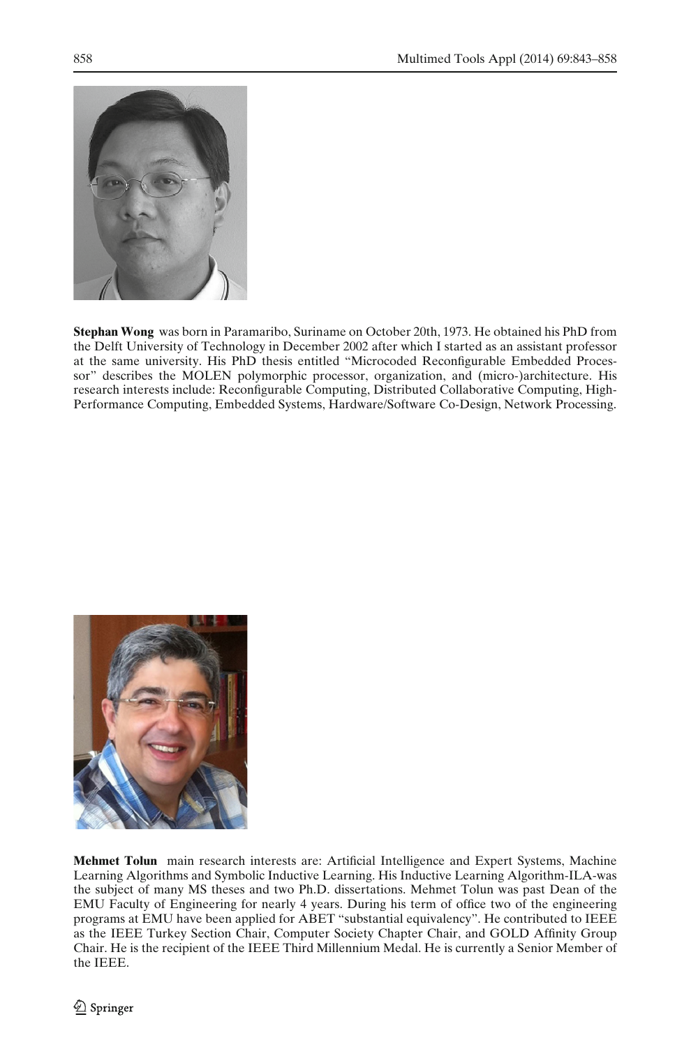**Stephan Wong** was born in Paramaribo, Suriname on October 20th, 1973. He obtained his PhD from the Delft University of Technology in December 2002 after which I started as an assistant professor at the same university. His PhD thesis entitled "Microcoded Reconfigurable Embedded Processor" describes the MOLEN polymorphic processor, organization, and (micro-)architecture. His research interests include: Reconfigurable Computing, Distributed Collaborative Computing, High-Performance Computing, Embedded Systems, Hardware/Software Co-Design, Network Processing.

**Mehmet Tolun** main research interests are: Artificial Intelligence and Expert Systems, Machine Learning Algorithms and Symbolic Inductive Learning. His Inductive Learning Algorithm-ILA-was the subject of many MS theses and two Ph.D. dissertations. Mehmet Tolun was past Dean of the EMU Faculty of Engineering for nearly 4 years. During his term of office two of the engineering programs at EMU have been applied for ABET "substantial equivalency". He contributed to IEEE as the IEEE Turkey Section Chair, Computer Society Chapter Chair, and GOLD Affinity Group Chair. He is the recipient of the IEEE Third Millennium Medal. He is currently a Senior Member of the IEEE.